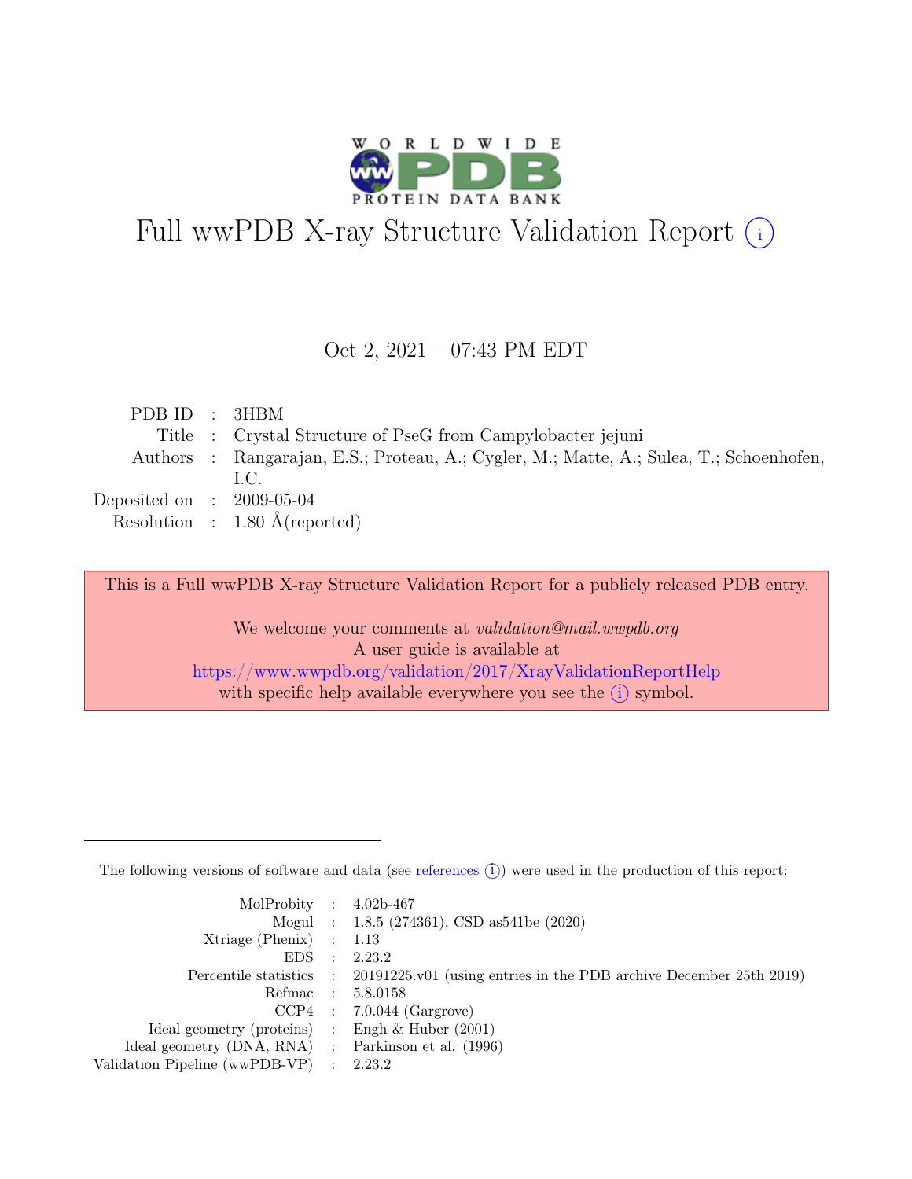# Full wwPDB X-ray Structure Validation Report (i)

Oct 2, 2021 – 07:43 PM EDT

| | | |
|---|---|---|
| PDB ID | : | 3HBM |
| Title | : | Crystal Structure of PseG from Campylobacter jejuni |
| Authors | : | Rangarajan, E.S.; Proteau, A.; Cygler, M.; Matte, A.; Sulea, T.; Schoenhofen, I.C. |
| Deposited on | : | 2009-05-04 |
| Resolution | : | 1.80 Å(reported) |

This is a Full wwPDB X-ray Structure Validation Report for a publicly released PDB entry.

We welcome your comments at *validation@mail.wwpdb.org*
A user guide is available at
https://www.wwpdb.org/validation/2017/XrayValidationReportHelp
with specific help available everywhere you see the (i) symbol.

---

The following versions of software and data (see references (i)) were used in the production of this report:

| | | |
|---|---|---|
| MolProbity | : | 4.02b-467 |
| Mogul | : | 1.8.5 (274361), CSD as541be (2020) |
| Xtriage (Phenix) | : | 1.13 |
| EDS | : | 2.23.2 |
| Percentile statistics | : | 20191225.v01 (using entries in the PDB archive December 25th 2019) |
| Refmac | : | 5.8.0158 |
| CCP4 | : | 7.0.044 (Gargrove) |
| Ideal geometry (proteins) | : | Engh & Huber (2001) |
| Ideal geometry (DNA, RNA) | : | Parkinson et al. (1996) |
| Validation Pipeline (wwPDB-VP) | : | 2.23.2 |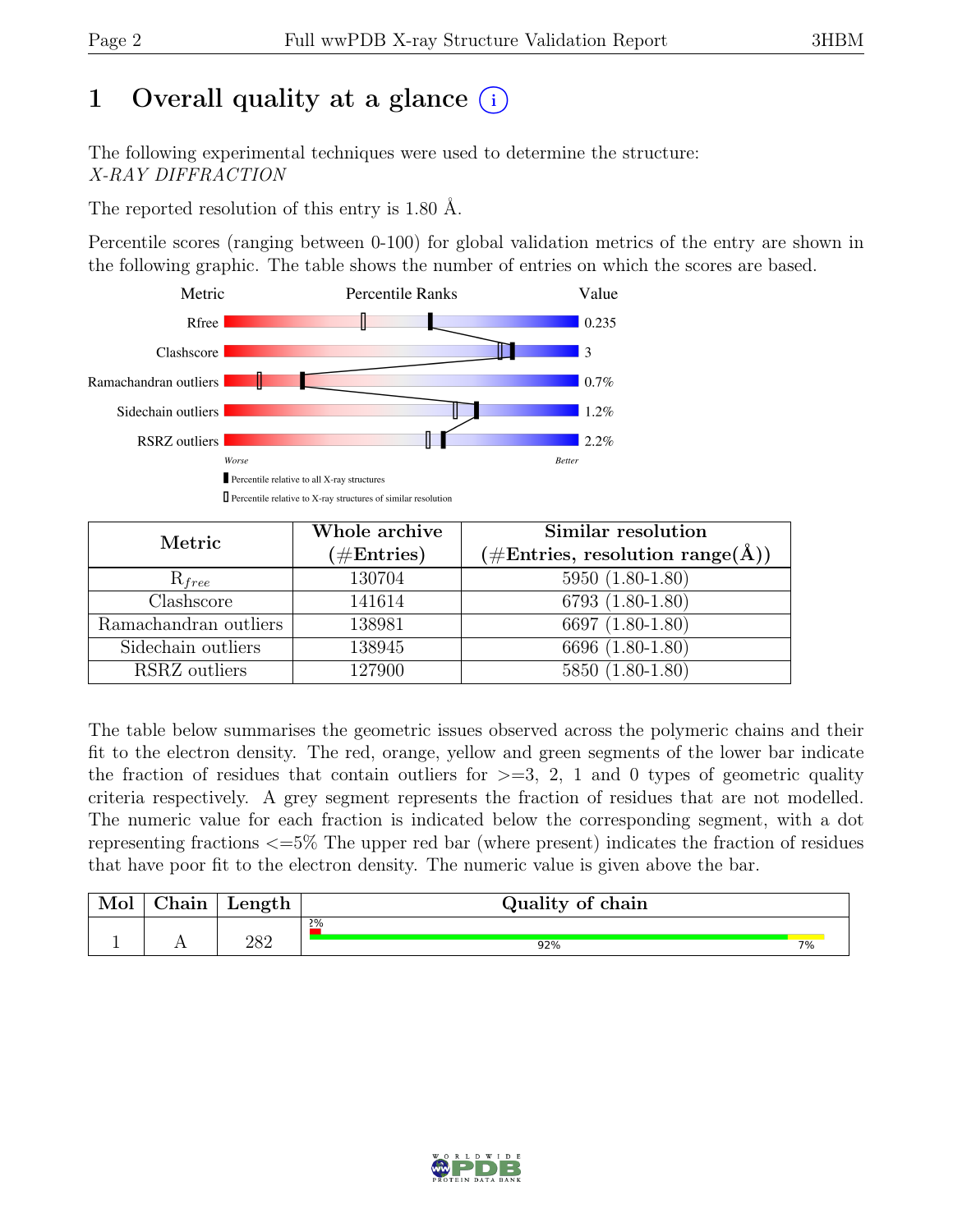# 1 Overall quality at a glance (i)

The following experimental techniques were used to determine the structure:
*X-RAY DIFFRACTION*

The reported resolution of this entry is 1.80 Å.

Percentile scores (ranging between 0-100) for global validation metrics of the entry are shown in the following graphic. The table shows the number of entries on which the scores are based.

| Metric | Value |
|---|---|
| Rfree | 0.235 |
| Clashscore | 3 |
| Ramachandran outliers | 0.7% |
| Sidechain outliers | 1.2% |
| RSRZ outliers | 2.2% |

Worse — Better

▮ Percentile relative to all X-ray structures
▯ Percentile relative to X-ray structures of similar resolution

| Metric | Whole archive (#Entries) | Similar resolution (#Entries, resolution range(Å)) |
|---|---|---|
| $R_{free}$ | 130704 | 5950 (1.80-1.80) |
| Clashscore | 141614 | 6793 (1.80-1.80) |
| Ramachandran outliers | 138981 | 6697 (1.80-1.80) |
| Sidechain outliers | 138945 | 6696 (1.80-1.80) |
| RSRZ outliers | 127900 | 5850 (1.80-1.80) |

The table below summarises the geometric issues observed across the polymeric chains and their fit to the electron density. The red, orange, yellow and green segments of the lower bar indicate the fraction of residues that contain outliers for >=3, 2, 1 and 0 types of geometric quality criteria respectively. A grey segment represents the fraction of residues that are not modelled. The numeric value for each fraction is indicated below the corresponding segment, with a dot representing fractions <=5% The upper red bar (where present) indicates the fraction of residues that have poor fit to the electron density. The numeric value is given above the bar.

| Mol | Chain | Length | Quality of chain |
|---|---|---|---|
| 1 | A | 282 | 2% (poor fit); 92% (green), 7% (yellow) |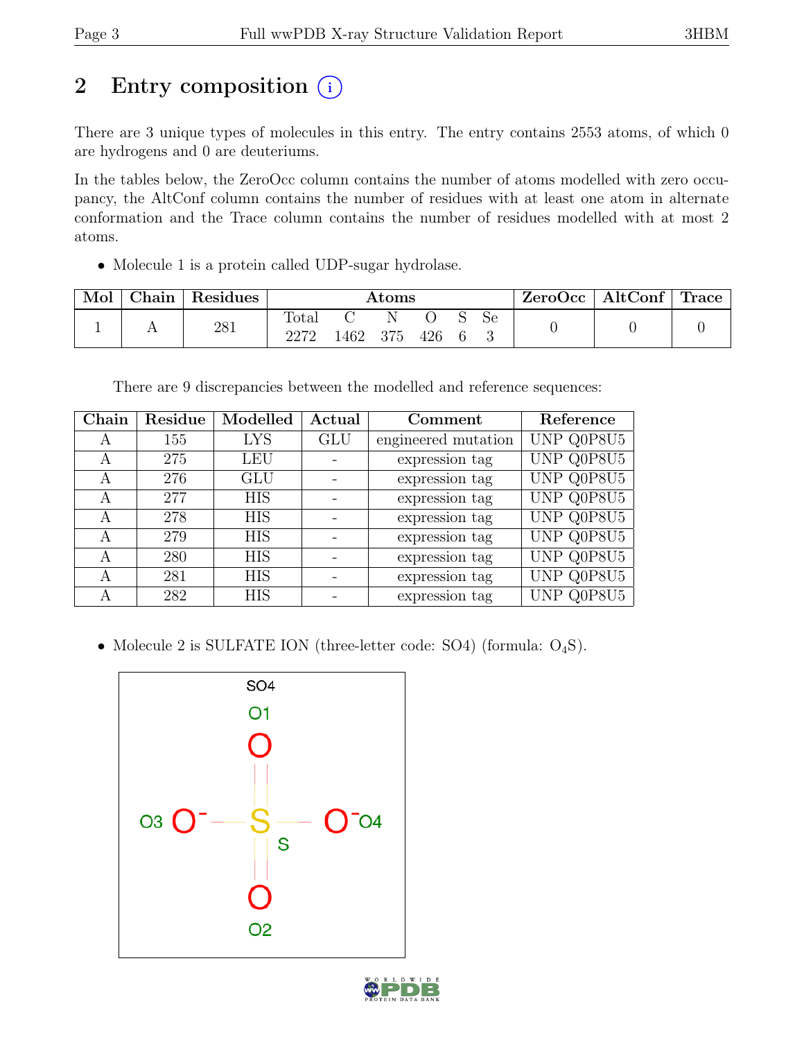# 2 Entry composition (i)

There are 3 unique types of molecules in this entry. The entry contains 2553 atoms, of which 0 are hydrogens and 0 are deuteriums.

In the tables below, the ZeroOcc column contains the number of atoms modelled with zero occupancy, the AltConf column contains the number of residues with at least one atom in alternate conformation and the Trace column contains the number of residues modelled with at most 2 atoms.

- Molecule 1 is a protein called UDP-sugar hydrolase.

| Mol | Chain | Residues | Atoms | | | | | | ZeroOcc | AltConf | Trace |
|---|---|---|---|---|---|---|---|---|---|---|---|
| | | | Total | C | N | O | S | Se | | | |
| 1 | A | 281 | 2272 | 1462 | 375 | 426 | 6 | 3 | 0 | 0 | 0 |

There are 9 discrepancies between the modelled and reference sequences:

| Chain | Residue | Modelled | Actual | Comment | Reference |
|---|---|---|---|---|---|
| A | 155 | LYS | GLU | engineered mutation | UNP Q0P8U5 |
| A | 275 | LEU | - | expression tag | UNP Q0P8U5 |
| A | 276 | GLU | - | expression tag | UNP Q0P8U5 |
| A | 277 | HIS | - | expression tag | UNP Q0P8U5 |
| A | 278 | HIS | - | expression tag | UNP Q0P8U5 |
| A | 279 | HIS | - | expression tag | UNP Q0P8U5 |
| A | 280 | HIS | - | expression tag | UNP Q0P8U5 |
| A | 281 | HIS | - | expression tag | UNP Q0P8U5 |
| A | 282 | HIS | - | expression tag | UNP Q0P8U5 |

- Molecule 2 is SULFATE ION (three-letter code: SO4) (formula: $O_4S$).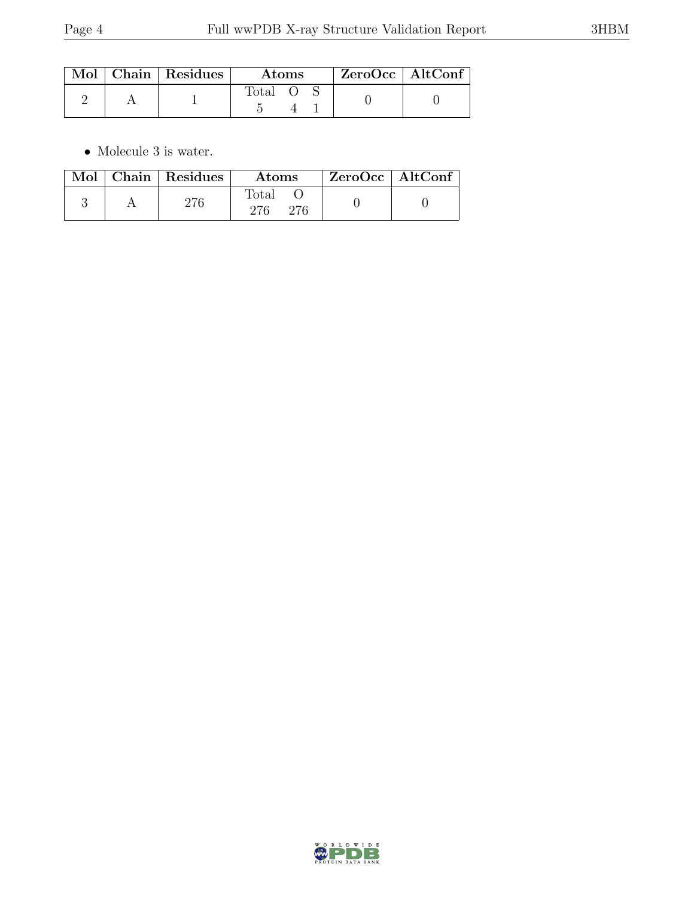| Mol | Chain | Residues | Atoms | | | ZeroOcc | AltConf |
|---|---|---|---|---|---|---|---|
| | | | Total | O | S | | |
| 2 | A | 1 | 5 | 4 | 1 | 0 | 0 |

- Molecule 3 is water.

| Mol | Chain | Residues | Atoms | | ZeroOcc | AltConf |
|---|---|---|---|---|---|---|
| | | | Total | O | | |
| 3 | A | 276 | 276 | 276 | 0 | 0 |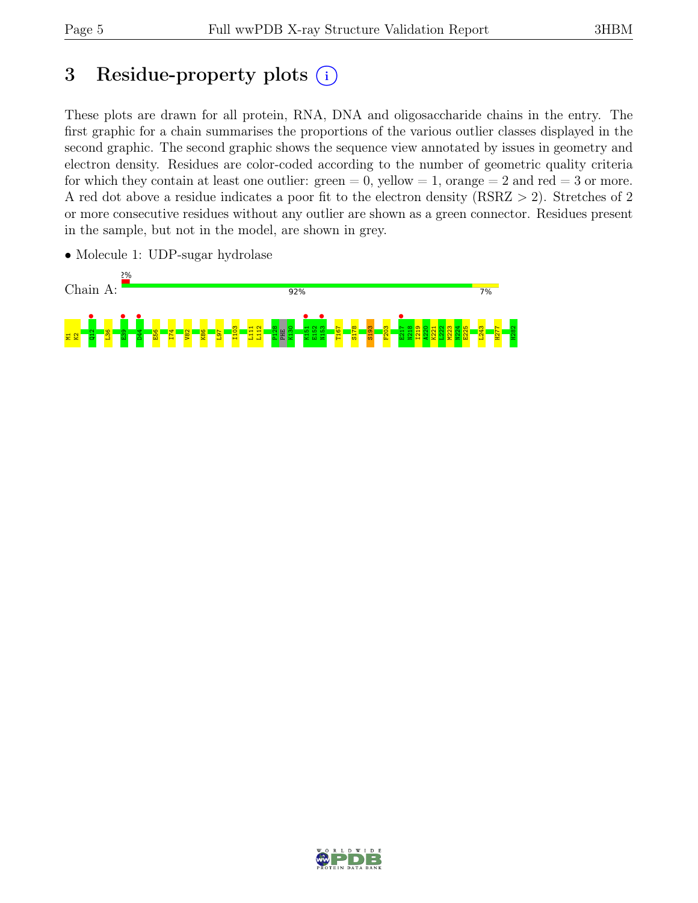# 3 Residue-property plots

These plots are drawn for all protein, RNA, DNA and oligosaccharide chains in the entry. The first graphic for a chain summarises the proportions of the various outlier classes displayed in the second graphic. The second graphic shows the sequence view annotated by issues in geometry and electron density. Residues are color-coded according to the number of geometric quality criteria for which they contain at least one outlier: green = 0, yellow = 1, orange = 2 and red = 3 or more. A red dot above a residue indicates a poor fit to the electron density (RSRZ > 2). Stretches of 2 or more consecutive residues without any outlier are shown as a green connector. Residues present in the sample, but not in the model, are shown in grey.

- Molecule 1: UDP-sugar hydrolase

Chain A: 2% | 92% | 7%

M1 K2 Q12 L36 E39 D44 E56 I74 V82 K86 L97 I103 L111 L112 P128 PHE K130 K151 E152 N153 T167 S178 S193 F203 E217 N218 I219 A220 K221 L222 M223 N224 E225 L243 H277 H282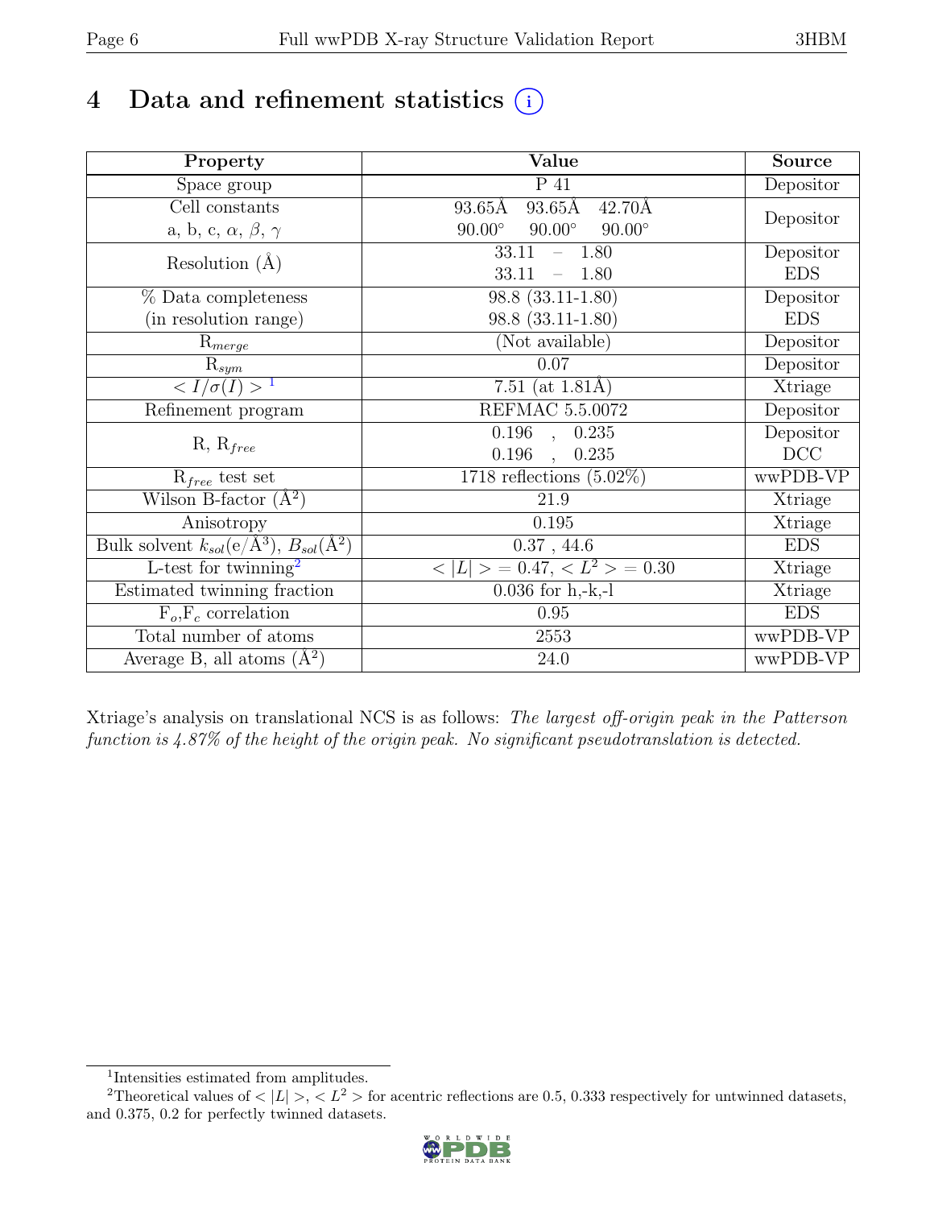# 4 Data and refinement statistics (i)

| Property | Value | Source |
|---|---|---|
| Space group | P 41 | Depositor |
| Cell constants<br>a, b, c, $\alpha$, $\beta$, $\gamma$ | 93.65Å 93.65Å 42.70Å<br>90.00° 90.00° 90.00° | Depositor |
| Resolution (Å) | 33.11 – 1.80 | Depositor |
| | 33.11 – 1.80 | EDS |
| % Data completeness<br>(in resolution range) | 98.8 (33.11-1.80) | Depositor |
| | 98.8 (33.11-1.80) | EDS |
| $R_{merge}$ | (Not available) | Depositor |
| $R_{sym}$ | 0.07 | Depositor |
| $< I/\sigma(I) >$ [1] | 7.51 (at 1.81Å) | Xtriage |
| Refinement program | REFMAC 5.5.0072 | Depositor |
| R, $R_{free}$ | 0.196 , 0.235 | Depositor |
| | 0.196 , 0.235 | DCC |
| $R_{free}$ test set | 1718 reflections (5.02%) | wwPDB-VP |
| Wilson B-factor (Å$^2$) | 21.9 | Xtriage |
| Anisotropy | 0.195 | Xtriage |
| Bulk solvent $k_{sol}$(e/Å$^3$), $B_{sol}$(Å$^2$) | 0.37 , 44.6 | EDS |
| L-test for twinning[2] | $< \|L\| > = 0.47$, $< L^2 > = 0.30$ | Xtriage |
| Estimated twinning fraction | 0.036 for h,-k,-l | Xtriage |
| $F_o$,$F_c$ correlation | 0.95 | EDS |
| Total number of atoms | 2553 | wwPDB-VP |
| Average B, all atoms (Å$^2$) | 24.0 | wwPDB-VP |

Xtriage's analysis on translational NCS is as follows: *The largest off-origin peak in the Patterson function is 4.87% of the height of the origin peak. No significant pseudotranslation is detected.*

[1] Intensities estimated from amplitudes.

[2] Theoretical values of $< |L| >$, $< L^2 >$ for acentric reflections are 0.5, 0.333 respectively for untwinned datasets, and 0.375, 0.2 for perfectly twinned datasets.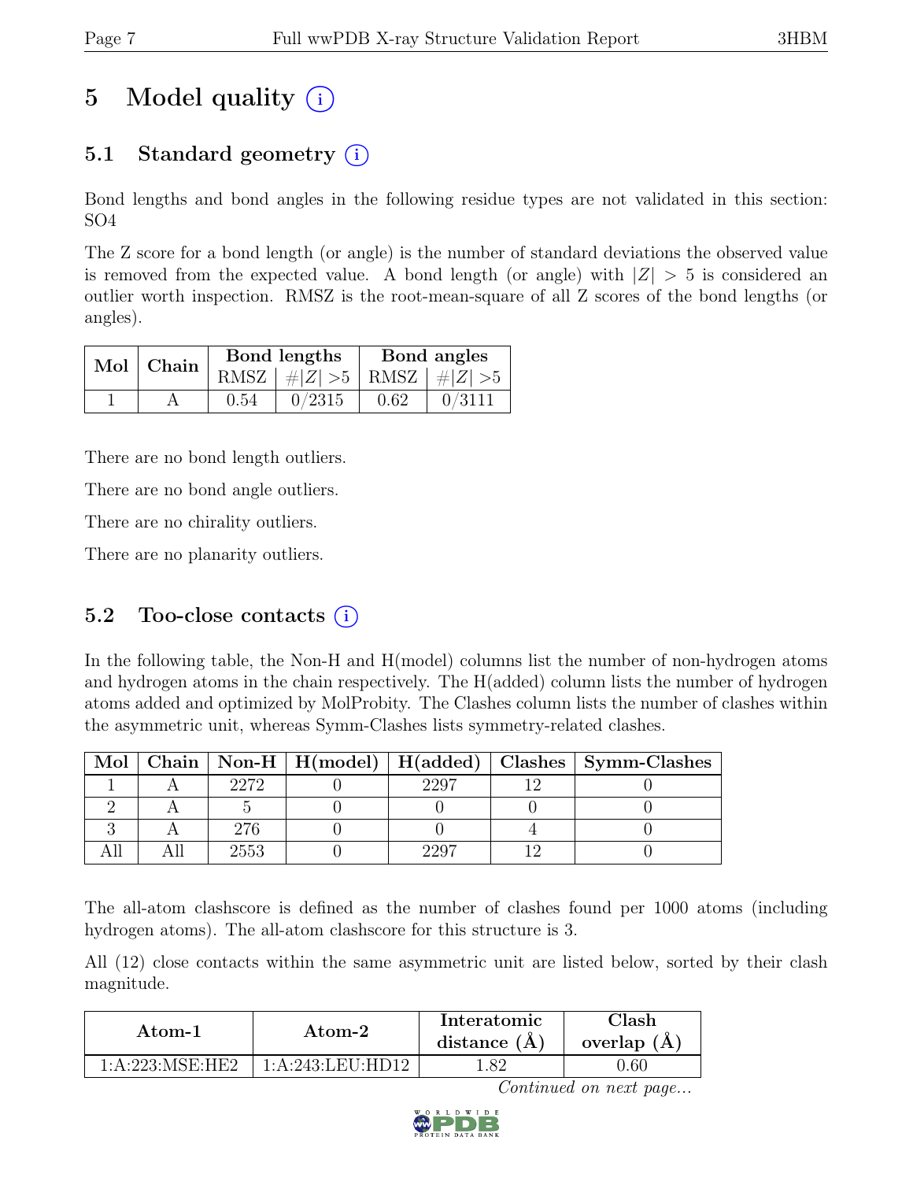# 5 Model quality (i)

## 5.1 Standard geometry (i)

Bond lengths and bond angles in the following residue types are not validated in this section: SO4

The Z score for a bond length (or angle) is the number of standard deviations the observed value is removed from the expected value. A bond length (or angle) with $|Z| > 5$ is considered an outlier worth inspection. RMSZ is the root-mean-square of all Z scores of the bond lengths (or angles).

| Mol | Chain | Bond lengths | | Bond angles | |
|---|---|---|---|---|---|
| | | RMSZ | $\#\|Z\| > 5$ | RMSZ | $\#\|Z\| > 5$ |
| 1 | A | 0.54 | 0/2315 | 0.62 | 0/3111 |

There are no bond length outliers.

There are no bond angle outliers.

There are no chirality outliers.

There are no planarity outliers.

## 5.2 Too-close contacts (i)

In the following table, the Non-H and H(model) columns list the number of non-hydrogen atoms and hydrogen atoms in the chain respectively. The H(added) column lists the number of hydrogen atoms added and optimized by MolProbity. The Clashes column lists the number of clashes within the asymmetric unit, whereas Symm-Clashes lists symmetry-related clashes.

| Mol | Chain | Non-H | H(model) | H(added) | Clashes | Symm-Clashes |
|---|---|---|---|---|---|---|
| 1 | A | 2272 | 0 | 2297 | 12 | 0 |
| 2 | A | 5 | 0 | 0 | 0 | 0 |
| 3 | A | 276 | 0 | 0 | 4 | 0 |
| All | All | 2553 | 0 | 2297 | 12 | 0 |

The all-atom clashscore is defined as the number of clashes found per 1000 atoms (including hydrogen atoms). The all-atom clashscore for this structure is 3.

All (12) close contacts within the same asymmetric unit are listed below, sorted by their clash magnitude.

| Atom-1 | Atom-2 | Interatomic distance (Å) | Clash overlap (Å) |
|---|---|---|---|
| 1:A:223:MSE:HE2 | 1:A:243:LEU:HD12 | 1.82 | 0.60 |

*Continued on next page...*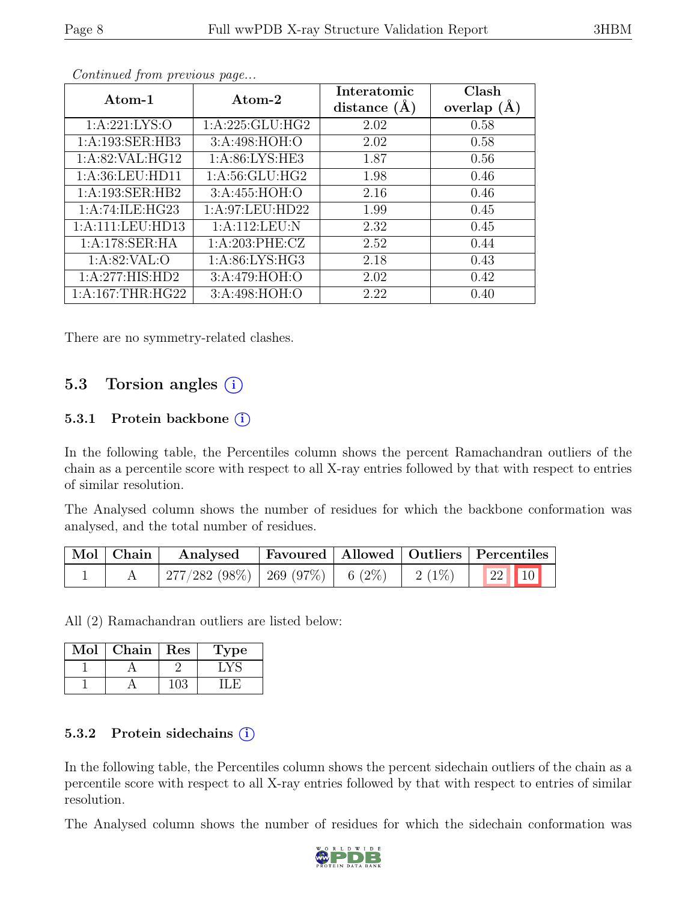*Continued from previous page...*

| Atom-1 | Atom-2 | Interatomic distance (Å) | Clash overlap (Å) |
| --- | --- | --- | --- |
| 1:A:221:LYS:O | 1:A:225:GLU:HG2 | 2.02 | 0.58 |
| 1:A:193:SER:HB3 | 3:A:498:HOH:O | 2.02 | 0.58 |
| 1:A:82:VAL:HG12 | 1:A:86:LYS:HE3 | 1.87 | 0.56 |
| 1:A:36:LEU:HD11 | 1:A:56:GLU:HG2 | 1.98 | 0.46 |
| 1:A:193:SER:HB2 | 3:A:455:HOH:O | 2.16 | 0.46 |
| 1:A:74:ILE:HG23 | 1:A:97:LEU:HD22 | 1.99 | 0.45 |
| 1:A:111:LEU:HD13 | 1:A:112:LEU:N | 2.32 | 0.45 |
| 1:A:178:SER:HA | 1:A:203:PHE:CZ | 2.52 | 0.44 |
| 1:A:82:VAL:O | 1:A:86:LYS:HG3 | 2.18 | 0.43 |
| 1:A:277:HIS:HD2 | 3:A:479:HOH:O | 2.02 | 0.42 |
| 1:A:167:THR:HG22 | 3:A:498:HOH:O | 2.22 | 0.40 |

There are no symmetry-related clashes.

## 5.3 Torsion angles

### 5.3.1 Protein backbone

In the following table, the Percentiles column shows the percent Ramachandran outliers of the chain as a percentile score with respect to all X-ray entries followed by that with respect to entries of similar resolution.

The Analysed column shows the number of residues for which the backbone conformation was analysed, and the total number of residues.

| Mol | Chain | Analysed | Favoured | Allowed | Outliers | Percentiles | |
| --- | --- | --- | --- | --- | --- | --- | --- |
| 1 | A | 277/282 (98%) | 269 (97%) | 6 (2%) | 2 (1%) | 22 | 10 |

All (2) Ramachandran outliers are listed below:

| Mol | Chain | Res | Type |
| --- | --- | --- | --- |
| 1 | A | 2 | LYS |
| 1 | A | 103 | ILE |

### 5.3.2 Protein sidechains

In the following table, the Percentiles column shows the percent sidechain outliers of the chain as a percentile score with respect to all X-ray entries followed by that with respect to entries of similar resolution.

The Analysed column shows the number of residues for which the sidechain conformation was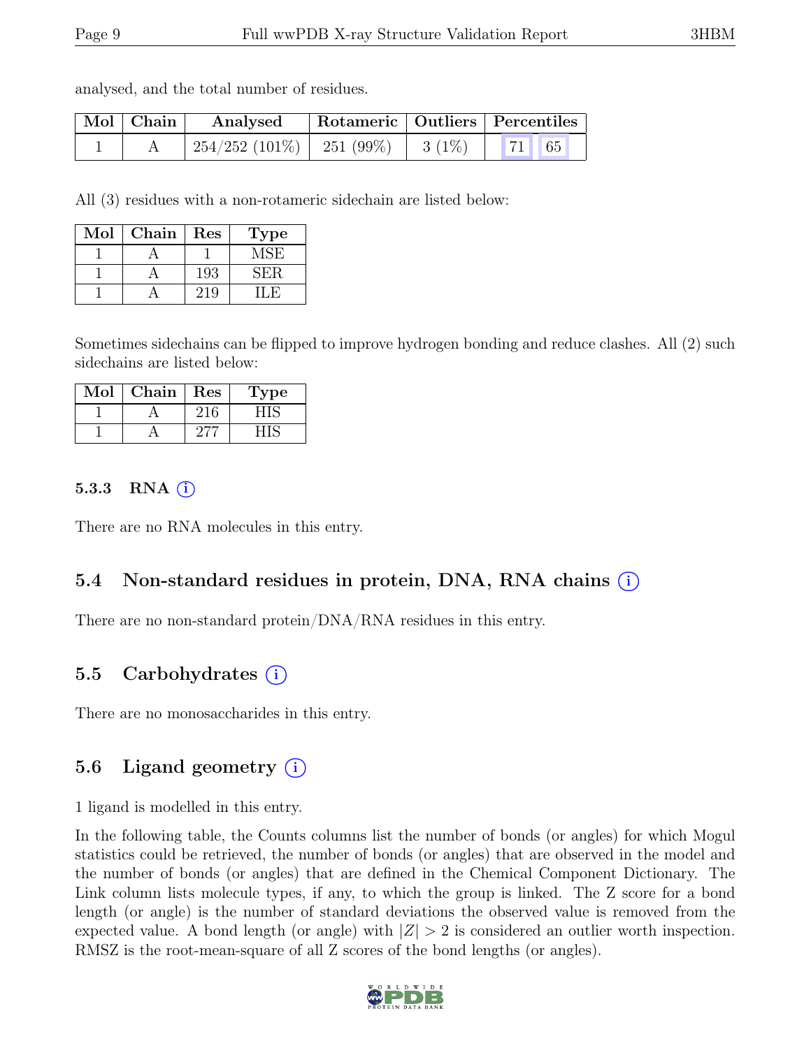analysed, and the total number of residues.

| Mol | Chain | Analysed | Rotameric | Outliers | Percentiles | |
|---|---|---|---|---|---|---|
| 1 | A | 254/252 (101%) | 251 (99%) | 3 (1%) | 71 | 65 |

All (3) residues with a non-rotameric sidechain are listed below:

| Mol | Chain | Res | Type |
|---|---|---|---|
| 1 | A | 1 | MSE |
| 1 | A | 193 | SER |
| 1 | A | 219 | ILE |

Sometimes sidechains can be flipped to improve hydrogen bonding and reduce clashes. All (2) such sidechains are listed below:

| Mol | Chain | Res | Type |
|---|---|---|---|
| 1 | A | 216 | HIS |
| 1 | A | 277 | HIS |

#### 5.3.3 RNA (i)

There are no RNA molecules in this entry.

### 5.4 Non-standard residues in protein, DNA, RNA chains (i)

There are no non-standard protein/DNA/RNA residues in this entry.

### 5.5 Carbohydrates (i)

There are no monosaccharides in this entry.

### 5.6 Ligand geometry (i)

1 ligand is modelled in this entry.

In the following table, the Counts columns list the number of bonds (or angles) for which Mogul statistics could be retrieved, the number of bonds (or angles) that are observed in the model and the number of bonds (or angles) that are defined in the Chemical Component Dictionary. The Link column lists molecule types, if any, to which the group is linked. The Z score for a bond length (or angle) is the number of standard deviations the observed value is removed from the expected value. A bond length (or angle) with $|Z| > 2$ is considered an outlier worth inspection. RMSZ is the root-mean-square of all Z scores of the bond lengths (or angles).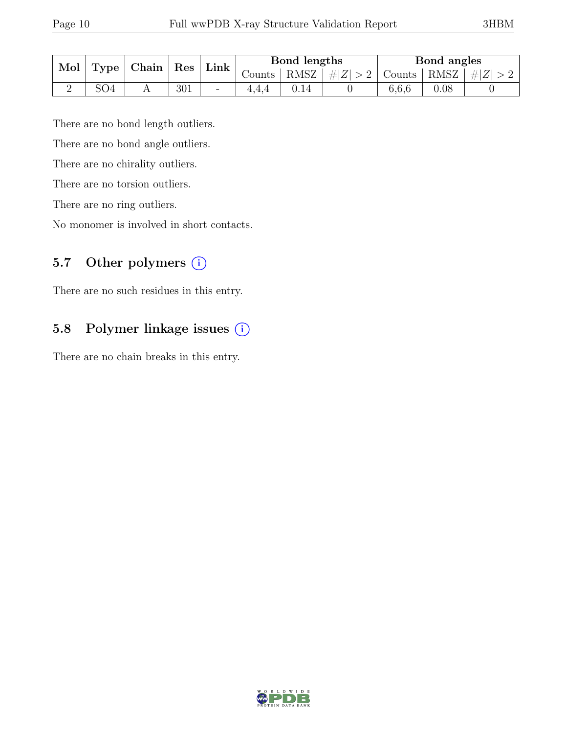| Mol | Type | Chain | Res | Link | Bond lengths | | | Bond angles | | |
|---|---|---|---|---|---|---|---|---|---|---|
| | | | | | Counts | RMSZ | $\#\|Z\|>2$ | Counts | RMSZ | $\#\|Z\|>2$ |
| 2 | SO4 | A | 301 | - | 4,4,4 | 0.14 | 0 | 6,6,6 | 0.08 | 0 |

There are no bond length outliers.

There are no bond angle outliers.

There are no chirality outliers.

There are no torsion outliers.

There are no ring outliers.

No monomer is involved in short contacts.

## 5.7 Other polymers (i)

There are no such residues in this entry.

## 5.8 Polymer linkage issues (i)

There are no chain breaks in this entry.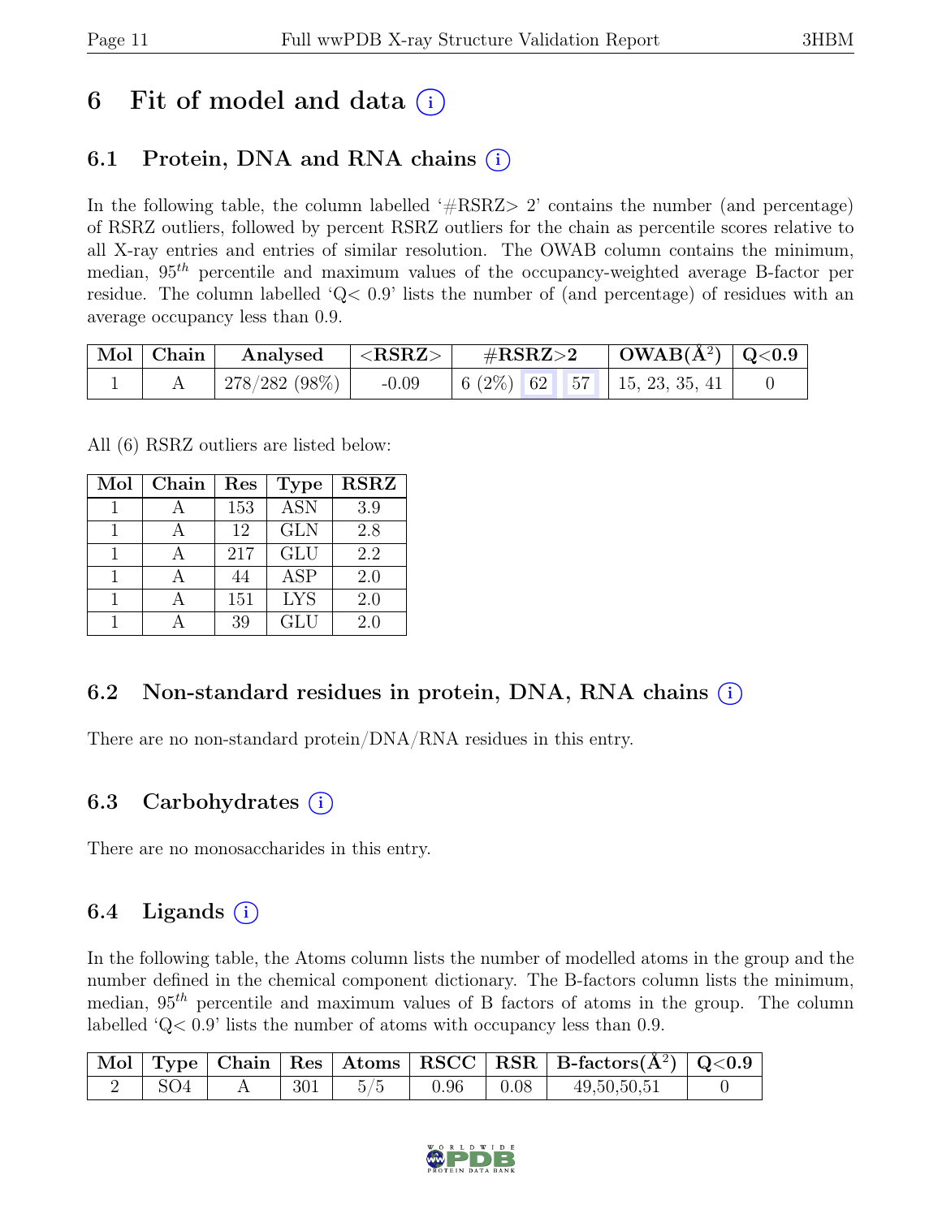# 6 Fit of model and data (i)

## 6.1 Protein, DNA and RNA chains (i)

In the following table, the column labelled '#RSRZ> 2' contains the number (and percentage) of RSRZ outliers, followed by percent RSRZ outliers for the chain as percentile scores relative to all X-ray entries and entries of similar resolution. The OWAB column contains the minimum, median, $95^{th}$ percentile and maximum values of the occupancy-weighted average B-factor per residue. The column labelled 'Q< 0.9' lists the number of (and percentage) of residues with an average occupancy less than 0.9.

| Mol | Chain | Analysed | <RSRZ> | #RSRZ>2 | | | OWAB(Å$^2$) | Q<0.9 |
|---|---|---|---|---|---|---|---|---|
| 1 | A | 278/282 (98%) | -0.09 | 6 (2%) | 62 | 57 | 15, 23, 35, 41 | 0 |

All (6) RSRZ outliers are listed below:

| Mol | Chain | Res | Type | RSRZ |
|---|---|---|---|---|
| 1 | A | 153 | ASN | 3.9 |
| 1 | A | 12 | GLN | 2.8 |
| 1 | A | 217 | GLU | 2.2 |
| 1 | A | 44 | ASP | 2.0 |
| 1 | A | 151 | LYS | 2.0 |
| 1 | A | 39 | GLU | 2.0 |

## 6.2 Non-standard residues in protein, DNA, RNA chains (i)

There are no non-standard protein/DNA/RNA residues in this entry.

## 6.3 Carbohydrates (i)

There are no monosaccharides in this entry.

## 6.4 Ligands (i)

In the following table, the Atoms column lists the number of modelled atoms in the group and the number defined in the chemical component dictionary. The B-factors column lists the minimum, median, $95^{th}$ percentile and maximum values of B factors of atoms in the group. The column labelled 'Q< 0.9' lists the number of atoms with occupancy less than 0.9.

| Mol | Type | Chain | Res | Atoms | RSCC | RSR | B-factors(Å$^2$) | Q<0.9 |
|---|---|---|---|---|---|---|---|---|
| 2 | SO4 | A | 301 | 5/5 | 0.96 | 0.08 | 49,50,50,51 | 0 |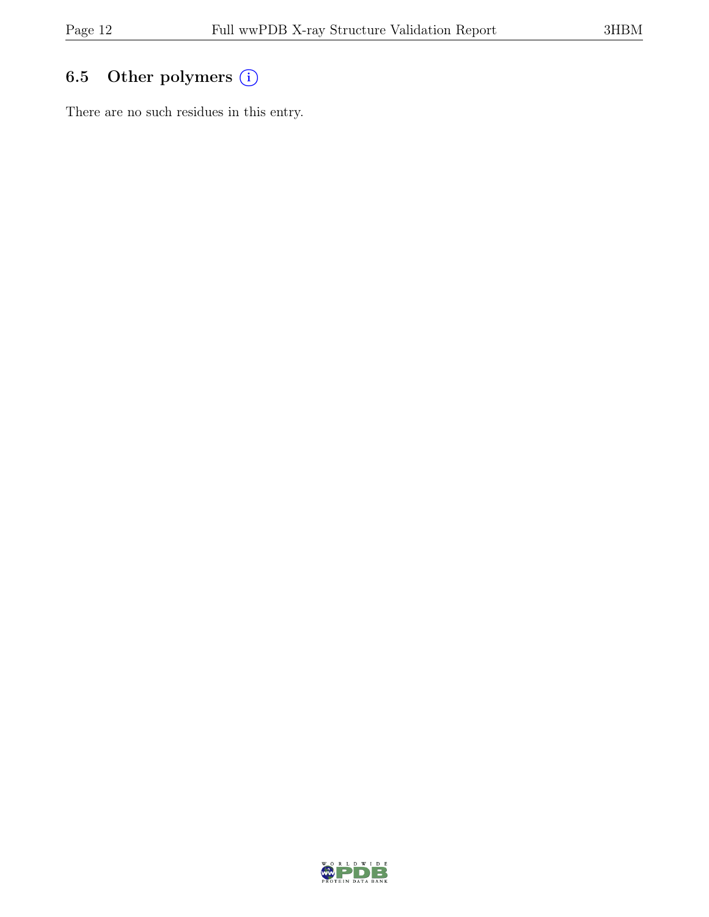## 6.5 Other polymers

There are no such residues in this entry.